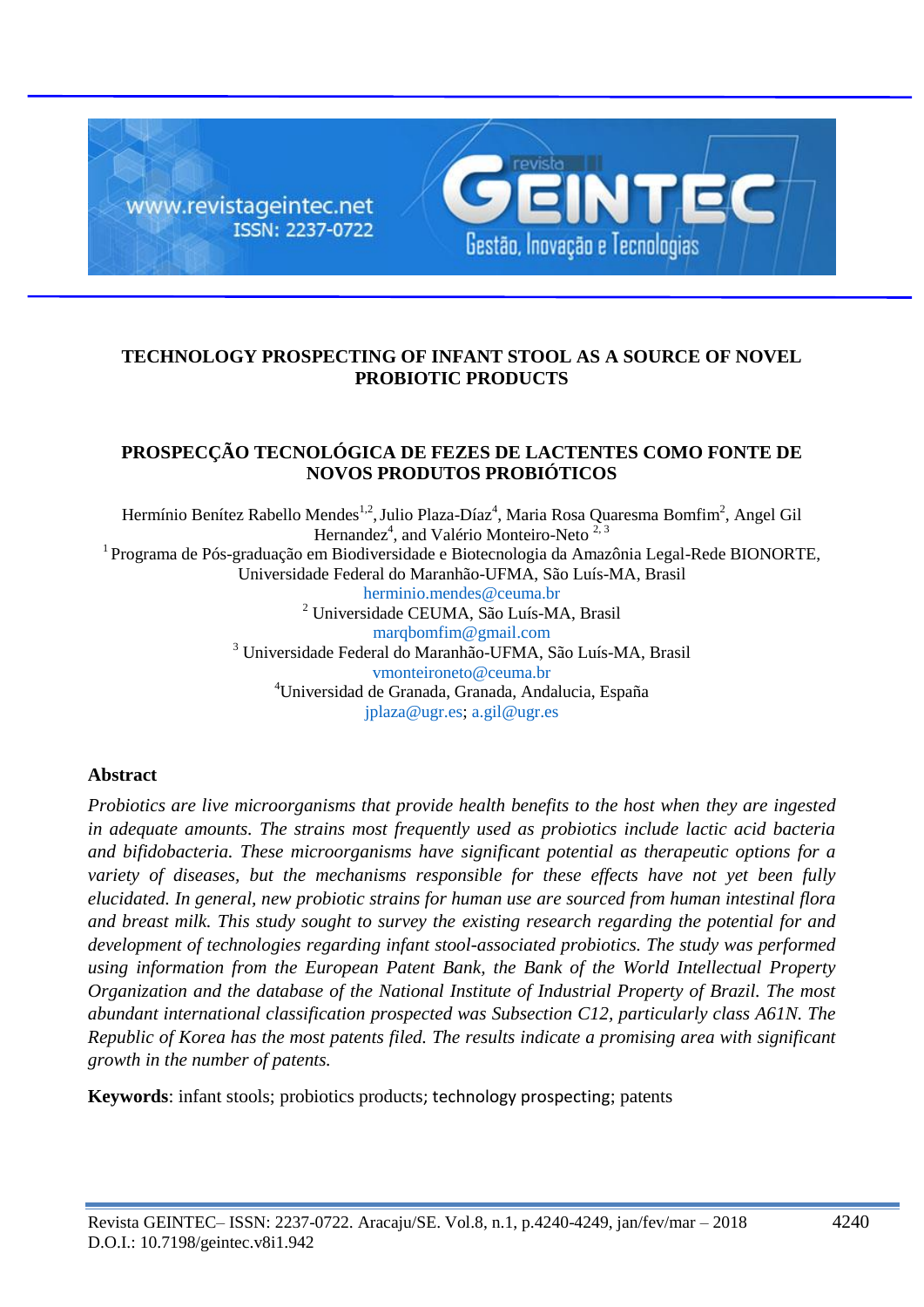# TECHNOLOGY PROSPECTING OF INFANT STOOL AS A SOURCE OF NOVEL PROBIOTIC PRODUCTS

# PROSPECÇÃO TECNOLÓGICA DE FEZES DE LACTENTES COMO FONTE DE NOVOS PRODUTOS PROBIÓTICOS

Hermínio Benítez Rabello Mendes[1,2], Julio Plaza-Díaz[4], Maria Rosa Quaresma Bomfim[2], Angel Gil Hernandez[4], and Valério Monteiro-Neto [2, 3]

[1] Programa de Pós-graduação em Biodiversidade e Biotecnologia da Amazônia Legal-Rede BIONORTE, Universidade Federal do Maranhão-UFMA, São Luís-MA, Brasil
herminio.mendes@ceuma.br

[2] Universidade CEUMA, São Luís-MA, Brasil
marqbomfim@gmail.com

[3] Universidade Federal do Maranhão-UFMA, São Luís-MA, Brasil
vmonteironeto@ceuma.br

[4]Universidad de Granada, Granada, Andalucia, España
jplaza@ugr.es; a.gil@ugr.es

## Abstract

*Probiotics are live microorganisms that provide health benefits to the host when they are ingested in adequate amounts. The strains most frequently used as probiotics include lactic acid bacteria and bifidobacteria. These microorganisms have significant potential as therapeutic options for a variety of diseases, but the mechanisms responsible for these effects have not yet been fully elucidated. In general, new probiotic strains for human use are sourced from human intestinal flora and breast milk. This study sought to survey the existing research regarding the potential for and development of technologies regarding infant stool-associated probiotics. The study was performed using information from the European Patent Bank, the Bank of the World Intellectual Property Organization and the database of the National Institute of Industrial Property of Brazil. The most abundant international classification prospected was Subsection C12, particularly class A61N. The Republic of Korea has the most patents filed. The results indicate a promising area with significant growth in the number of patents.*

**Keywords**: infant stools; probiotics products; technology prospecting; patents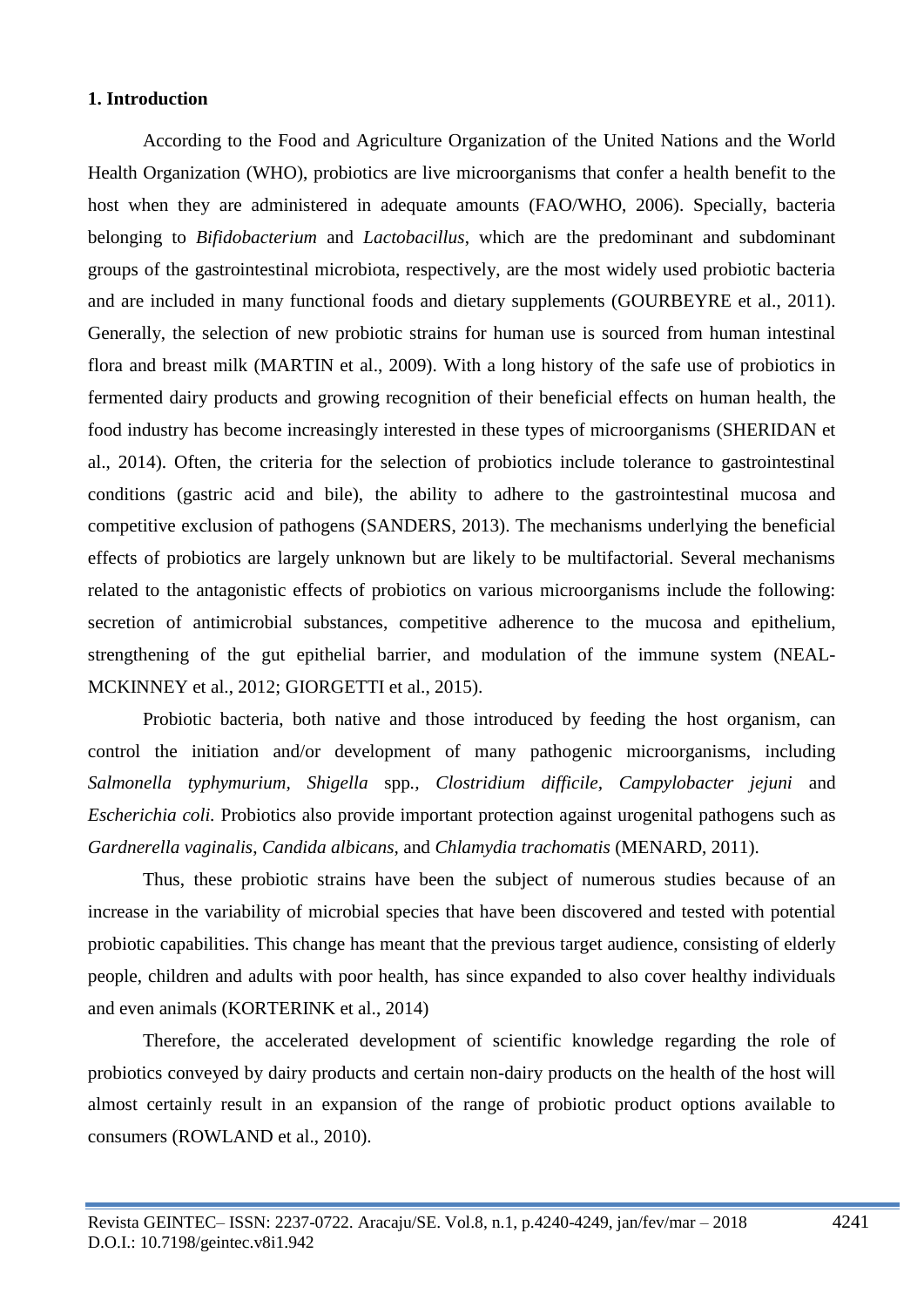## 1. Introduction

According to the Food and Agriculture Organization of the United Nations and the World Health Organization (WHO), probiotics are live microorganisms that confer a health benefit to the host when they are administered in adequate amounts (FAO/WHO, 2006). Specially, bacteria belonging to *Bifidobacterium* and *Lactobacillus*, which are the predominant and subdominant groups of the gastrointestinal microbiota, respectively, are the most widely used probiotic bacteria and are included in many functional foods and dietary supplements (GOURBEYRE et al., 2011). Generally, the selection of new probiotic strains for human use is sourced from human intestinal flora and breast milk (MARTIN et al., 2009). With a long history of the safe use of probiotics in fermented dairy products and growing recognition of their beneficial effects on human health, the food industry has become increasingly interested in these types of microorganisms (SHERIDAN et al., 2014). Often, the criteria for the selection of probiotics include tolerance to gastrointestinal conditions (gastric acid and bile), the ability to adhere to the gastrointestinal mucosa and competitive exclusion of pathogens (SANDERS, 2013). The mechanisms underlying the beneficial effects of probiotics are largely unknown but are likely to be multifactorial. Several mechanisms related to the antagonistic effects of probiotics on various microorganisms include the following: secretion of antimicrobial substances, competitive adherence to the mucosa and epithelium, strengthening of the gut epithelial barrier, and modulation of the immune system (NEAL-MCKINNEY et al., 2012; GIORGETTI et al., 2015).

Probiotic bacteria, both native and those introduced by feeding the host organism, can control the initiation and/or development of many pathogenic microorganisms, including *Salmonella typhymurium*, *Shigella* spp., *Clostridium difficile*, *Campylobacter jejuni* and *Escherichia coli.* Probiotics also provide important protection against urogenital pathogens such as *Gardnerella vaginalis*, *Candida albicans*, and *Chlamydia trachomatis* (MENARD, 2011).

Thus, these probiotic strains have been the subject of numerous studies because of an increase in the variability of microbial species that have been discovered and tested with potential probiotic capabilities. This change has meant that the previous target audience, consisting of elderly people, children and adults with poor health, has since expanded to also cover healthy individuals and even animals (KORTERINK et al., 2014)

Therefore, the accelerated development of scientific knowledge regarding the role of probiotics conveyed by dairy products and certain non-dairy products on the health of the host will almost certainly result in an expansion of the range of probiotic product options available to consumers (ROWLAND et al., 2010).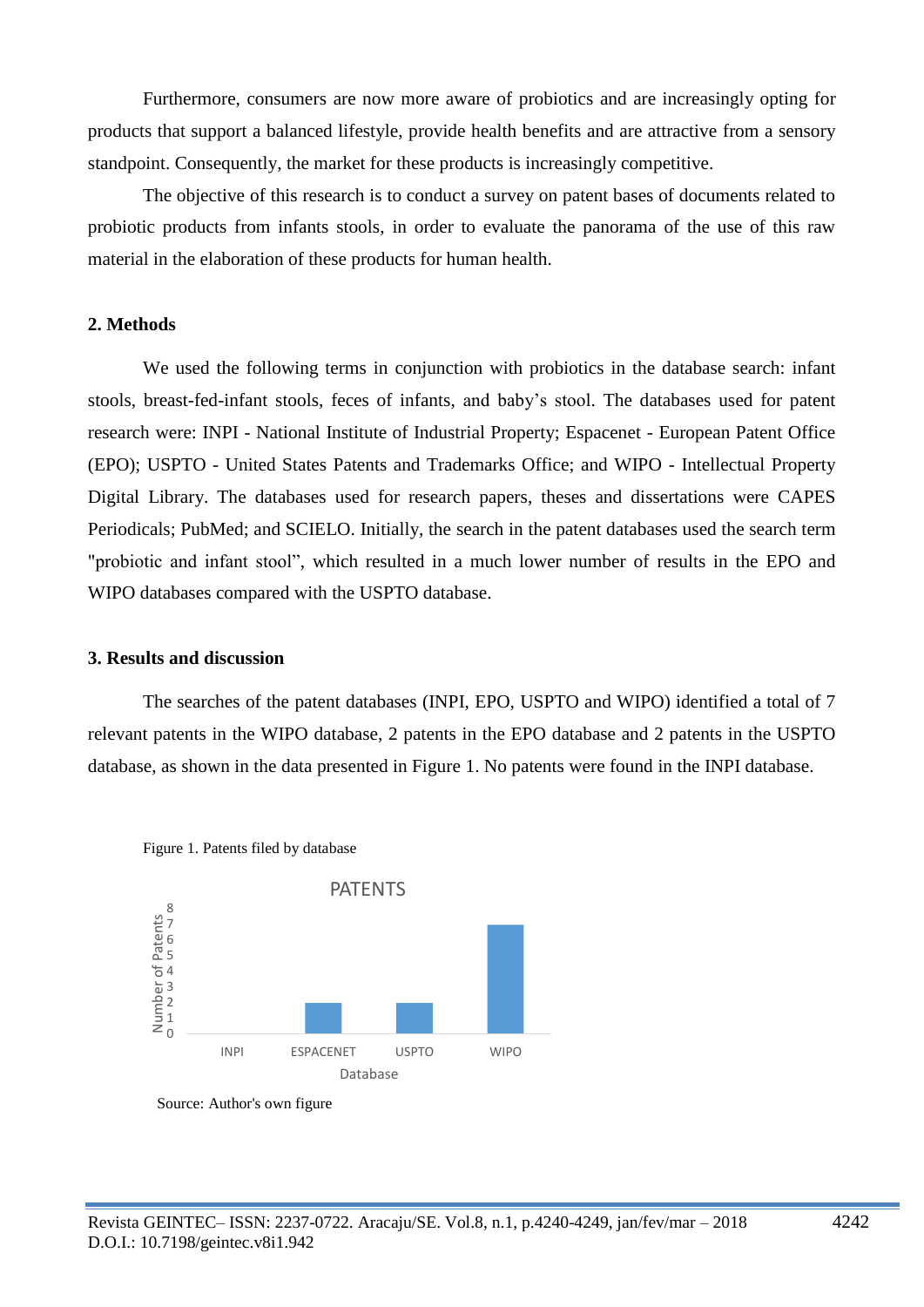Furthermore, consumers are now more aware of probiotics and are increasingly opting for products that support a balanced lifestyle, provide health benefits and are attractive from a sensory standpoint. Consequently, the market for these products is increasingly competitive.

The objective of this research is to conduct a survey on patent bases of documents related to probiotic products from infants stools, in order to evaluate the panorama of the use of this raw material in the elaboration of these products for human health.

## 2. Methods

We used the following terms in conjunction with probiotics in the database search: infant stools, breast-fed-infant stools, feces of infants, and baby's stool. The databases used for patent research were: INPI - National Institute of Industrial Property; Espacenet - European Patent Office (EPO); USPTO - United States Patents and Trademarks Office; and WIPO - Intellectual Property Digital Library. The databases used for research papers, theses and dissertations were CAPES Periodicals; PubMed; and SCIELO. Initially, the search in the patent databases used the search term "probiotic and infant stool", which resulted in a much lower number of results in the EPO and WIPO databases compared with the USPTO database.

## 3. Results and discussion

The searches of the patent databases (INPI, EPO, USPTO and WIPO) identified a total of 7 relevant patents in the WIPO database, 2 patents in the EPO database and 2 patents in the USPTO database, as shown in the data presented in Figure 1. No patents were found in the INPI database.

Figure 1. Patents filed by database

| Database | Number of Patents |
|---|---|
| INPI | 0 |
| ESPACENET | 2 |
| USPTO | 2 |
| WIPO | 7 |

Source: Author's own figure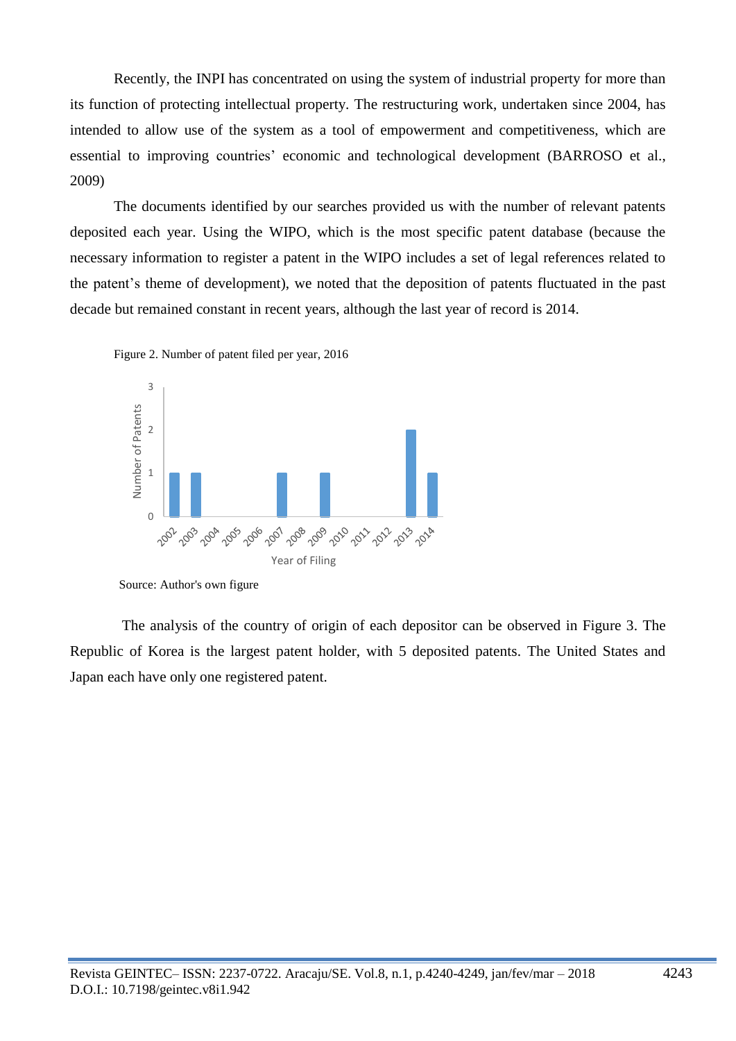Recently, the INPI has concentrated on using the system of industrial property for more than its function of protecting intellectual property. The restructuring work, undertaken since 2004, has intended to allow use of the system as a tool of empowerment and competitiveness, which are essential to improving countries' economic and technological development (BARROSO et al., 2009)

The documents identified by our searches provided us with the number of relevant patents deposited each year. Using the WIPO, which is the most specific patent database (because the necessary information to register a patent in the WIPO includes a set of legal references related to the patent's theme of development), we noted that the deposition of patents fluctuated in the past decade but remained constant in recent years, although the last year of record is 2014.

Figure 2. Number of patent filed per year, 2016

Source: Author's own figure

The analysis of the country of origin of each depositor can be observed in Figure 3. The Republic of Korea is the largest patent holder, with 5 deposited patents. The United States and Japan each have only one registered patent.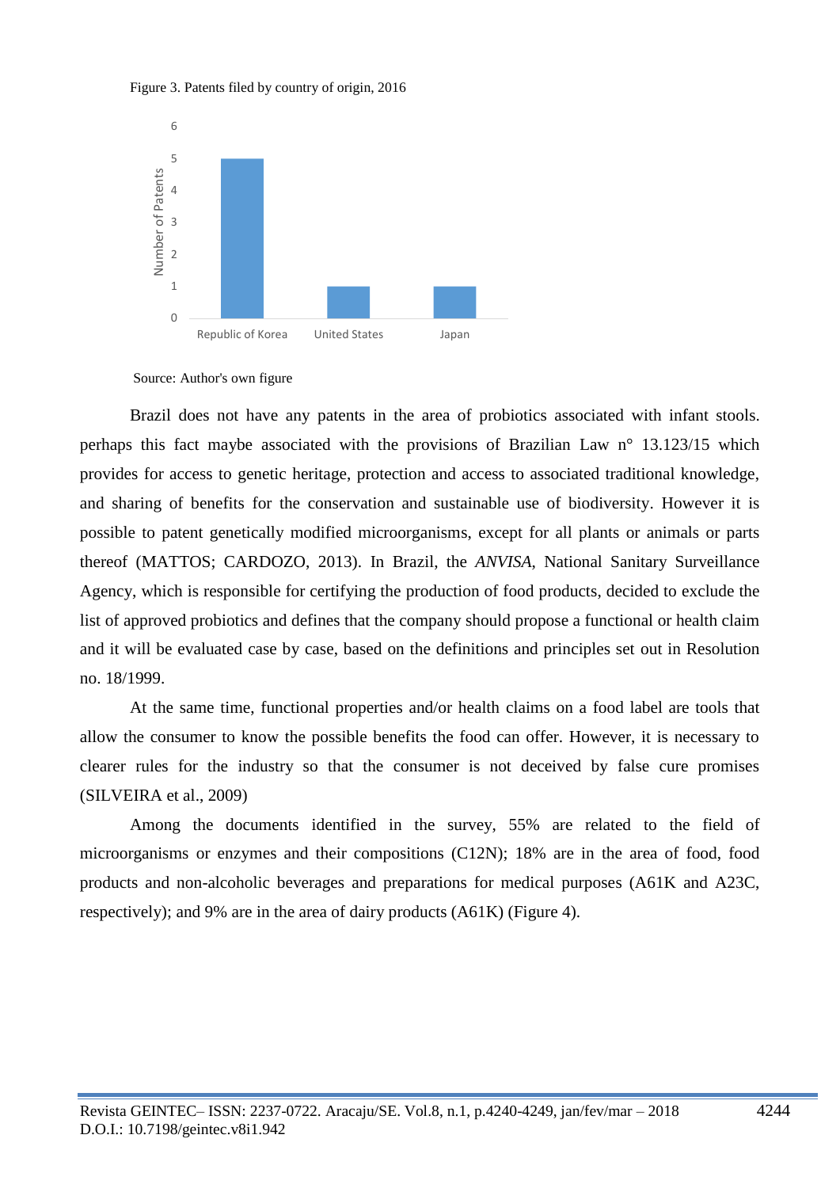Figure 3. Patents filed by country of origin, 2016

Source: Author's own figure

Brazil does not have any patents in the area of probiotics associated with infant stools. perhaps this fact maybe associated with the provisions of Brazilian Law n° 13.123/15 which provides for access to genetic heritage, protection and access to associated traditional knowledge, and sharing of benefits for the conservation and sustainable use of biodiversity. However it is possible to patent genetically modified microorganisms, except for all plants or animals or parts thereof (MATTOS; CARDOZO, 2013). In Brazil, the *ANVISA*, National Sanitary Surveillance Agency, which is responsible for certifying the production of food products, decided to exclude the list of approved probiotics and defines that the company should propose a functional or health claim and it will be evaluated case by case, based on the definitions and principles set out in Resolution no. 18/1999.

At the same time, functional properties and/or health claims on a food label are tools that allow the consumer to know the possible benefits the food can offer. However, it is necessary to clearer rules for the industry so that the consumer is not deceived by false cure promises (SILVEIRA et al., 2009)

Among the documents identified in the survey, 55% are related to the field of microorganisms or enzymes and their compositions (C12N); 18% are in the area of food, food products and non-alcoholic beverages and preparations for medical purposes (A61K and A23C, respectively); and 9% are in the area of dairy products (A61K) (Figure 4).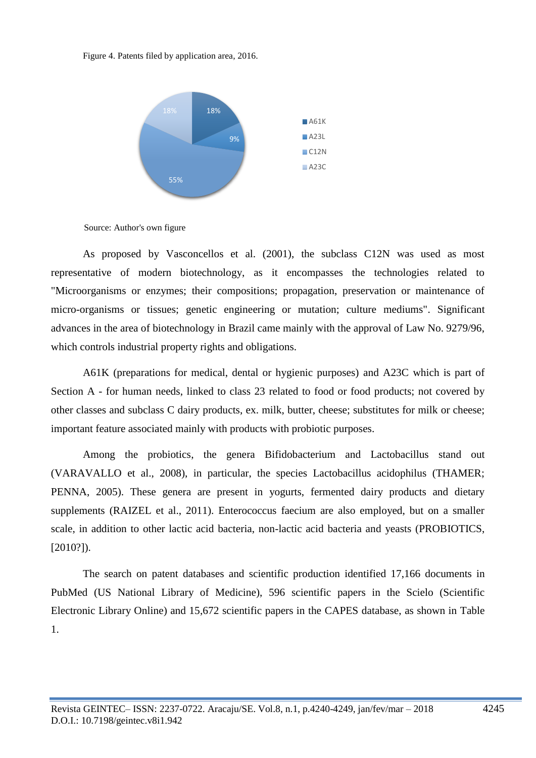Figure 4. Patents filed by application area, 2016.

Source: Author's own figure

As proposed by Vasconcellos et al. (2001), the subclass C12N was used as most representative of modern biotechnology, as it encompasses the technologies related to "Microorganisms or enzymes; their compositions; propagation, preservation or maintenance of micro-organisms or tissues; genetic engineering or mutation; culture mediums". Significant advances in the area of biotechnology in Brazil came mainly with the approval of Law No. 9279/96, which controls industrial property rights and obligations.

A61K (preparations for medical, dental or hygienic purposes) and A23C which is part of Section A - for human needs, linked to class 23 related to food or food products; not covered by other classes and subclass C dairy products, ex. milk, butter, cheese; substitutes for milk or cheese; important feature associated mainly with products with probiotic purposes.

Among the probiotics, the genera Bifidobacterium and Lactobacillus stand out (VARAVALLO et al., 2008), in particular, the species Lactobacillus acidophilus (THAMER; PENNA, 2005). These genera are present in yogurts, fermented dairy products and dietary supplements (RAIZEL et al., 2011). Enterococcus faecium are also employed, but on a smaller scale, in addition to other lactic acid bacteria, non-lactic acid bacteria and yeasts (PROBIOTICS, [2010?]).

The search on patent databases and scientific production identified 17,166 documents in PubMed (US National Library of Medicine), 596 scientific papers in the Scielo (Scientific Electronic Library Online) and 15,672 scientific papers in the CAPES database, as shown in Table 1.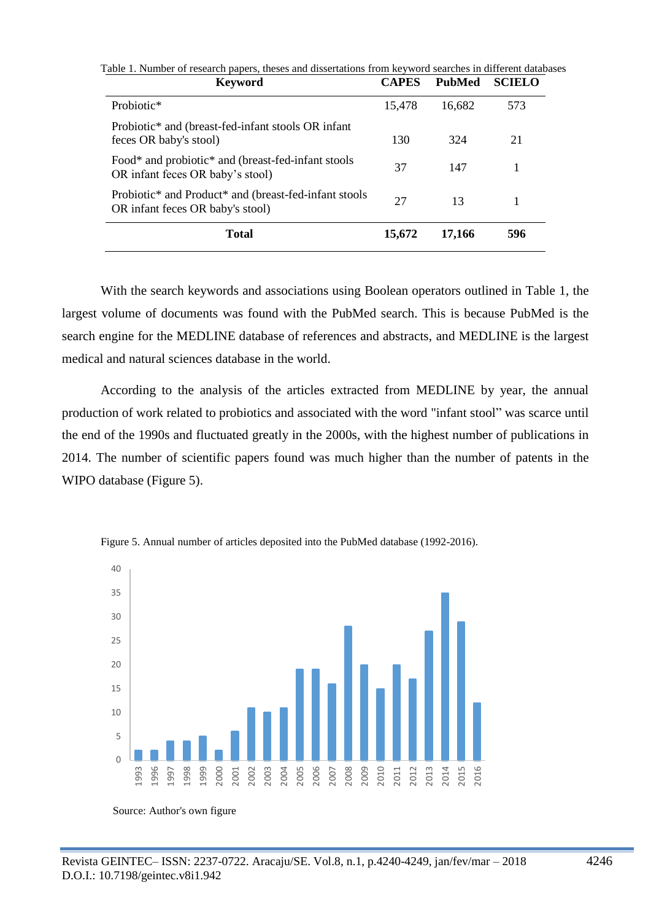Table 1. Number of research papers, theses and dissertations from keyword searches in different databases

| Keyword | CAPES | PubMed | SCIELO |
|---|---|---|---|
| Probiotic* | 15,478 | 16,682 | 573 |
| Probiotic* and (breast-fed-infant stools OR infant feces OR baby's stool) | 130 | 324 | 21 |
| Food* and probiotic* and (breast-fed-infant stools OR infant feces OR baby's stool) | 37 | 147 | 1 |
| Probiotic* and Product* and (breast-fed-infant stools OR infant feces OR baby's stool) | 27 | 13 | 1 |
| **Total** | **15,672** | **17,166** | **596** |

With the search keywords and associations using Boolean operators outlined in Table 1, the largest volume of documents was found with the PubMed search. This is because PubMed is the search engine for the MEDLINE database of references and abstracts, and MEDLINE is the largest medical and natural sciences database in the world.

According to the analysis of the articles extracted from MEDLINE by year, the annual production of work related to probiotics and associated with the word "infant stool" was scarce until the end of the 1990s and fluctuated greatly in the 2000s, with the highest number of publications in 2014. The number of scientific papers found was much higher than the number of patents in the WIPO database (Figure 5).

Figure 5. Annual number of articles deposited into the PubMed database (1992-2016).

Source: Author's own figure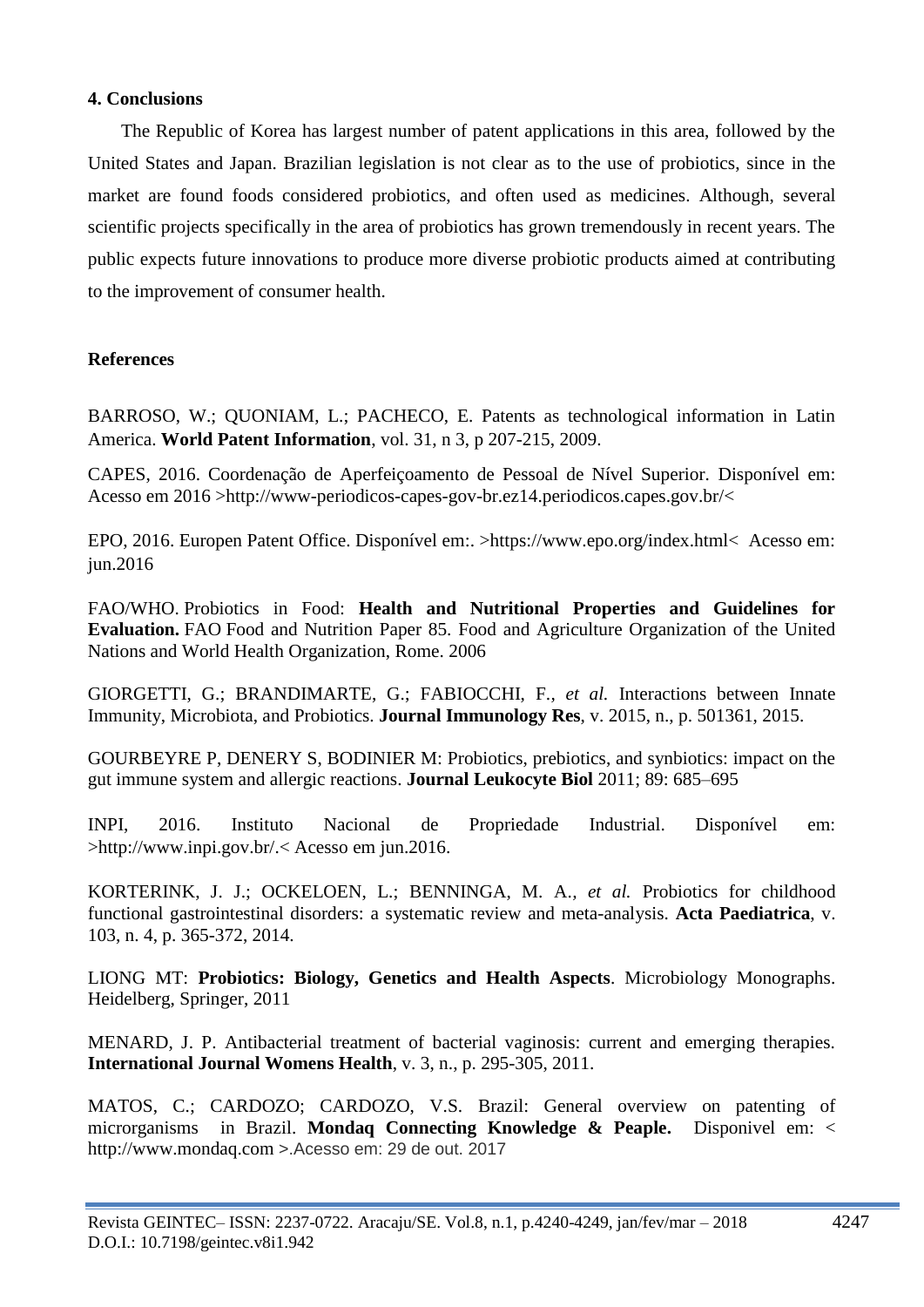## 4. Conclusions

The Republic of Korea has largest number of patent applications in this area, followed by the United States and Japan. Brazilian legislation is not clear as to the use of probiotics, since in the market are found foods considered probiotics, and often used as medicines. Although, several scientific projects specifically in the area of probiotics has grown tremendously in recent years. The public expects future innovations to produce more diverse probiotic products aimed at contributing to the improvement of consumer health.

## References

BARROSO, W.; QUONIAM, L.; PACHECO, E. Patents as technological information in Latin America. **World Patent Information**, vol. 31, n 3, p 207-215, 2009.

CAPES, 2016. Coordenação de Aperfeiçoamento de Pessoal de Nível Superior. Disponível em: Acesso em 2016 >http://www-periodicos-capes-gov-br.ez14.periodicos.capes.gov.br/<

EPO, 2016. Europen Patent Office. Disponível em:. >https://www.epo.org/index.html< Acesso em: jun.2016

FAO/WHO. Probiotics in Food: **Health and Nutritional Properties and Guidelines for Evaluation.** FAO Food and Nutrition Paper 85. Food and Agriculture Organization of the United Nations and World Health Organization, Rome. 2006

GIORGETTI, G.; BRANDIMARTE, G.; FABIOCCHI, F., *et al.* Interactions between Innate Immunity, Microbiota, and Probiotics. **Journal Immunology Res**, v. 2015, n., p. 501361, 2015.

GOURBEYRE P, DENERY S, BODINIER M: Probiotics, prebiotics, and synbiotics: impact on the gut immune system and allergic reactions. **Journal Leukocyte Biol** 2011; 89: 685–695

INPI, 2016. Instituto Nacional de Propriedade Industrial. Disponível em: >http://www.inpi.gov.br/.< Acesso em jun.2016.

KORTERINK, J. J.; OCKELOEN, L.; BENNINGA, M. A., *et al.* Probiotics for childhood functional gastrointestinal disorders: a systematic review and meta-analysis. **Acta Paediatrica**, v. 103, n. 4, p. 365-372, 2014.

LIONG MT: **Probiotics: Biology, Genetics and Health Aspects**. Microbiology Monographs. Heidelberg, Springer, 2011

MENARD, J. P. Antibacterial treatment of bacterial vaginosis: current and emerging therapies. **International Journal Womens Health**, v. 3, n., p. 295-305, 2011.

MATOS, C.; CARDOZO; CARDOZO, V.S. Brazil: General overview on patenting of microrganisms in Brazil. **Mondaq Connecting Knowledge & Peaple.** Disponivel em: < http://www.mondaq.com >.Acesso em: 29 de out. 2017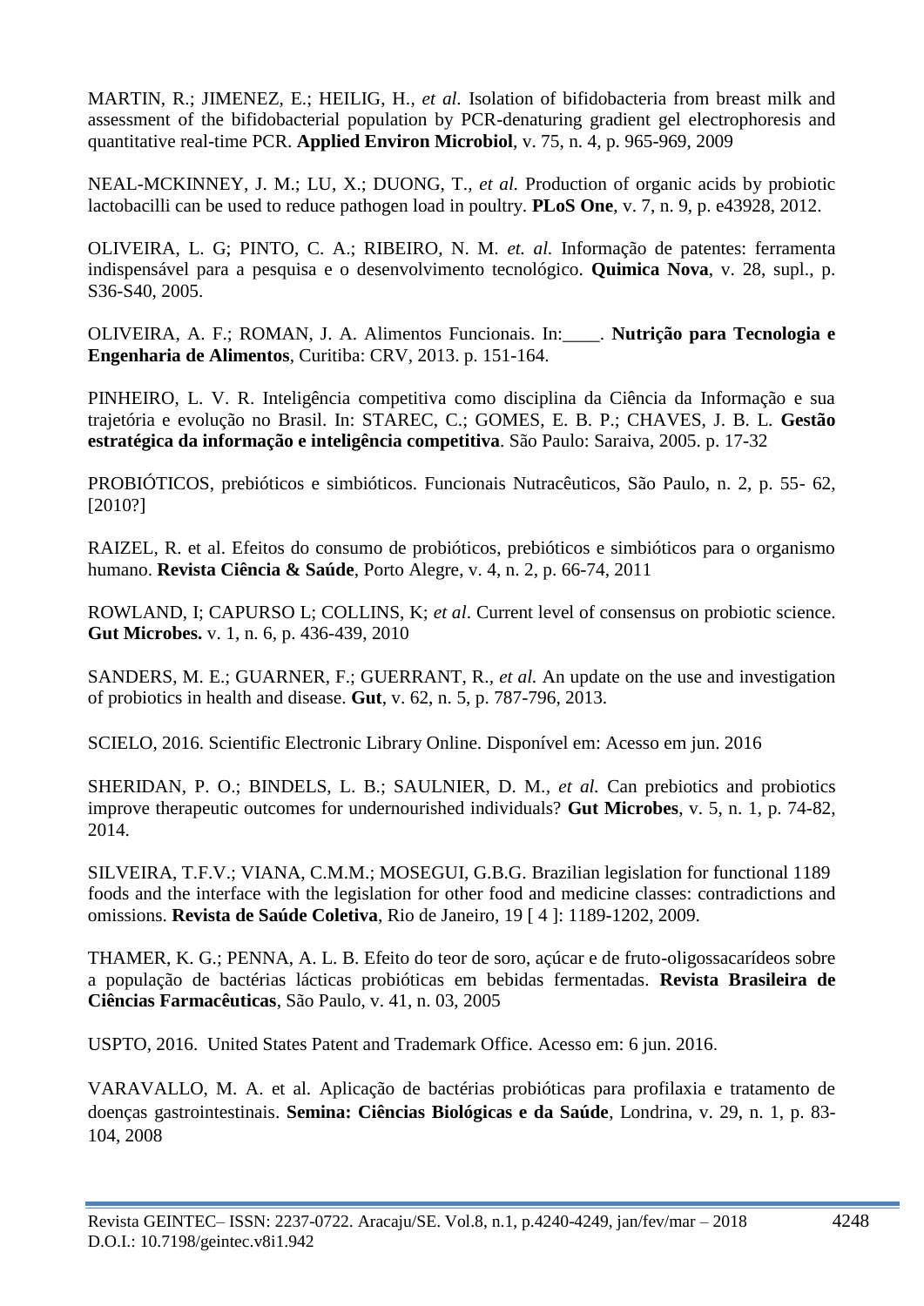MARTIN, R.; JIMENEZ, E.; HEILIG, H., *et al.* Isolation of bifidobacteria from breast milk and assessment of the bifidobacterial population by PCR-denaturing gradient gel electrophoresis and quantitative real-time PCR. **Applied Environ Microbiol**, v. 75, n. 4, p. 965-969, 2009

NEAL-MCKINNEY, J. M.; LU, X.; DUONG, T., *et al.* Production of organic acids by probiotic lactobacilli can be used to reduce pathogen load in poultry. **PLoS One**, v. 7, n. 9, p. e43928, 2012.

OLIVEIRA, L. G; PINTO, C. A.; RIBEIRO, N. M. *et. al.* Informação de patentes: ferramenta indispensável para a pesquisa e o desenvolvimento tecnológico. **Quimica Nova**, v. 28, supl., p. S36-S40, 2005.

OLIVEIRA, A. F.; ROMAN, J. A. Alimentos Funcionais. In:____. **Nutrição para Tecnologia e Engenharia de Alimentos**, Curitiba: CRV, 2013. p. 151-164.

PINHEIRO, L. V. R. Inteligência competitiva como disciplina da Ciência da Informação e sua trajetória e evolução no Brasil. In: STAREC, C.; GOMES, E. B. P.; CHAVES, J. B. L. **Gestão estratégica da informação e inteligência competitiva**. São Paulo: Saraiva, 2005. p. 17-32

PROBIÓTICOS, prebióticos e simbióticos. Funcionais Nutracêuticos, São Paulo, n. 2, p. 55- 62, [2010?]

RAIZEL, R. et al. Efeitos do consumo de probióticos, prebióticos e simbióticos para o organismo humano. **Revista Ciência & Saúde**, Porto Alegre, v. 4, n. 2, p. 66-74, 2011

ROWLAND, I; CAPURSO L; COLLINS, K; *et al*. Current level of consensus on probiotic science. **Gut Microbes.** v. 1, n. 6, p. 436-439, 2010

SANDERS, M. E.; GUARNER, F.; GUERRANT, R., *et al.* An update on the use and investigation of probiotics in health and disease. **Gut**, v. 62, n. 5, p. 787-796, 2013.

SCIELO, 2016. Scientific Electronic Library Online. Disponível em: Acesso em jun. 2016

SHERIDAN, P. O.; BINDELS, L. B.; SAULNIER, D. M., *et al.* Can prebiotics and probiotics improve therapeutic outcomes for undernourished individuals? **Gut Microbes**, v. 5, n. 1, p. 74-82, 2014.

SILVEIRA, T.F.V.; VIANA, C.M.M.; MOSEGUI, G.B.G. Brazilian legislation for functional 1189 foods and the interface with the legislation for other food and medicine classes: contradictions and omissions. **Revista de Saúde Coletiva**, Rio de Janeiro, 19 [ 4 ]: 1189-1202, 2009.

THAMER, K. G.; PENNA, A. L. B. Efeito do teor de soro, açúcar e de fruto-oligossacarídeos sobre a população de bactérias lácticas probióticas em bebidas fermentadas. **Revista Brasileira de Ciências Farmacêuticas**, São Paulo, v. 41, n. 03, 2005

USPTO, 2016. United States Patent and Trademark Office. Acesso em: 6 jun. 2016.

VARAVALLO, M. A. et al. Aplicação de bactérias probióticas para profilaxia e tratamento de doenças gastrointestinais. **Semina: Ciências Biológicas e da Saúde**, Londrina, v. 29, n. 1, p. 83-104, 2008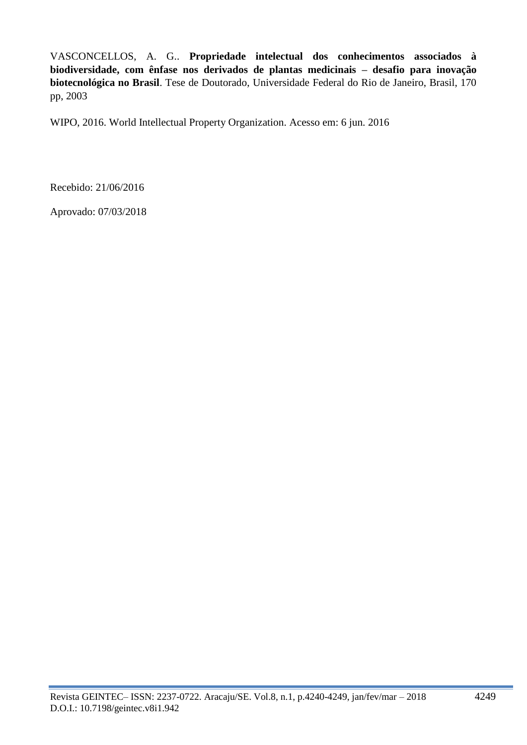VASCONCELLOS, A. G.. **Propriedade intelectual dos conhecimentos associados à biodiversidade, com ênfase nos derivados de plantas medicinais – desafio para inovação biotecnológica no Brasil**. Tese de Doutorado, Universidade Federal do Rio de Janeiro, Brasil, 170 pp, 2003

WIPO, 2016. World Intellectual Property Organization. Acesso em: 6 jun. 2016

Recebido: 21/06/2016

Aprovado: 07/03/2018